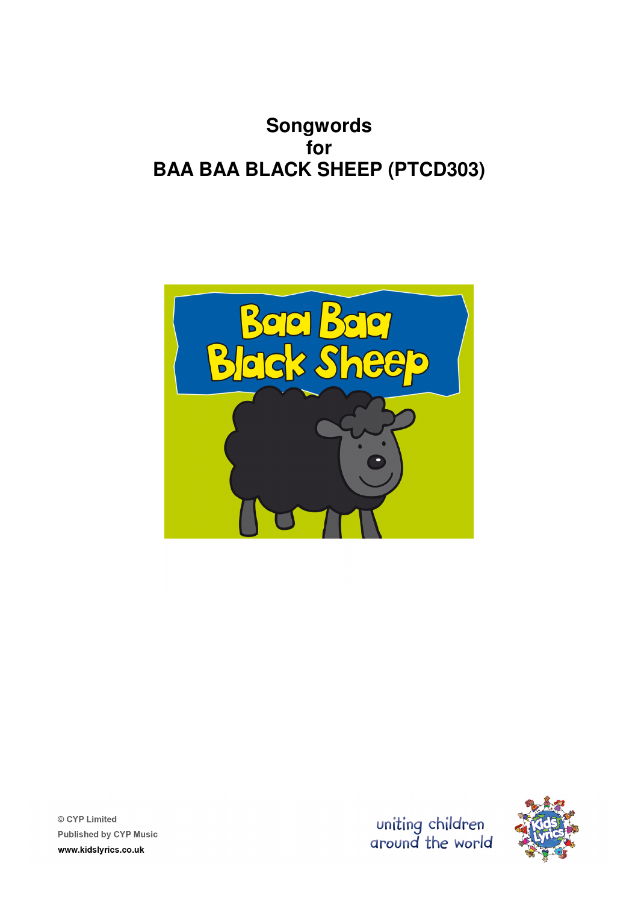# Songwords
# for
# BAA BAA BLACK SHEEP (PTCD303)

© CYP Limited
Published by CYP Music
www.kidslyrics.co.uk

uniting children around the world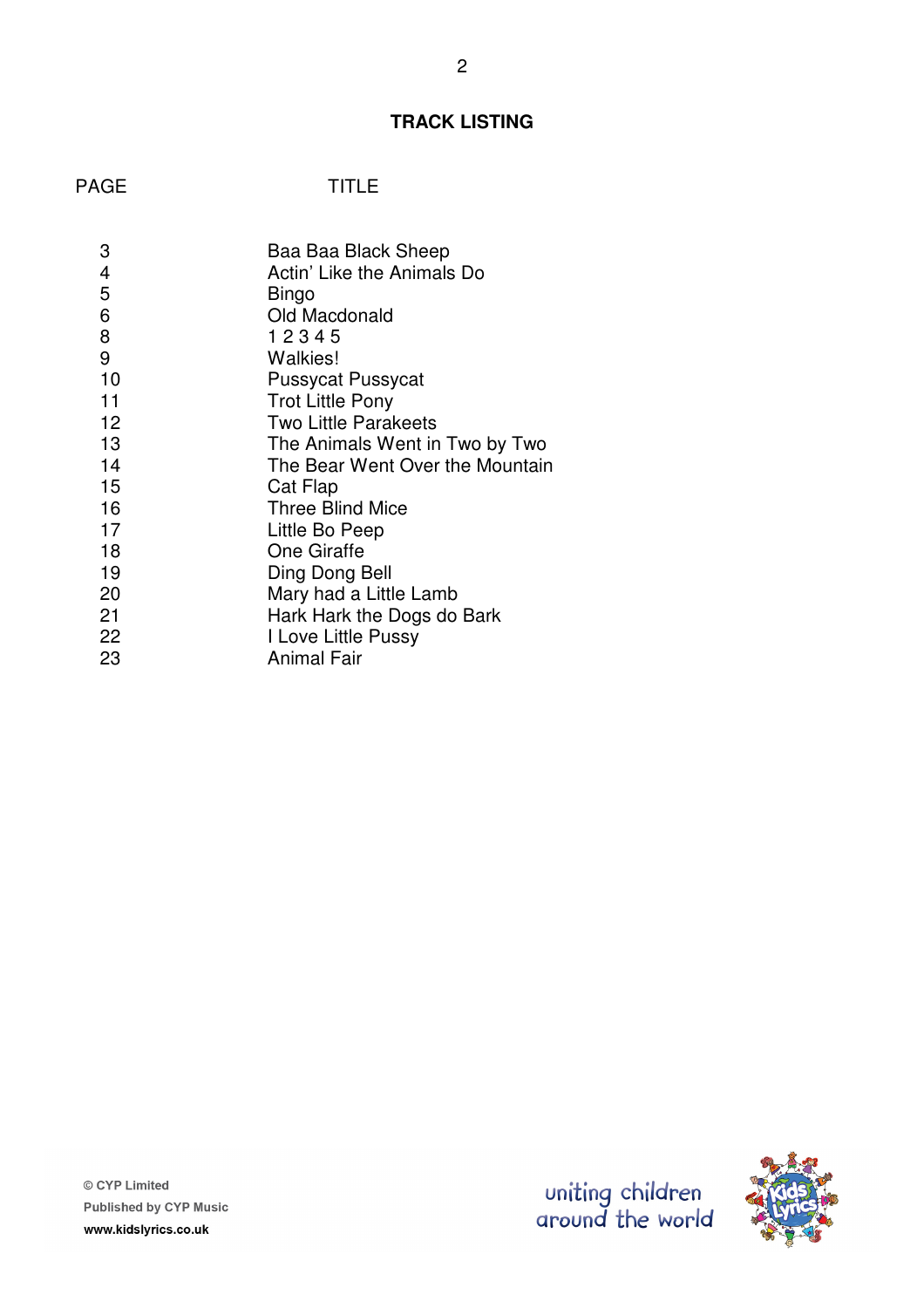**TRACK LISTING**

| PAGE | TITLE |
| --- | --- |
| 3 | Baa Baa Black Sheep |
| 4 | Actin' Like the Animals Do |
| 5 | Bingo |
| 6 | Old Macdonald |
| 8 | 1 2 3 4 5 |
| 9 | Walkies! |
| 10 | Pussycat Pussycat |
| 11 | Trot Little Pony |
| 12 | Two Little Parakeets |
| 13 | The Animals Went in Two by Two |
| 14 | The Bear Went Over the Mountain |
| 15 | Cat Flap |
| 16 | Three Blind Mice |
| 17 | Little Bo Peep |
| 18 | One Giraffe |
| 19 | Ding Dong Bell |
| 20 | Mary had a Little Lamb |
| 21 | Hark Hark the Dogs do Bark |
| 22 | I Love Little Pussy |
| 23 | Animal Fair |

© CYP Limited
Published by CYP Music
www.kidslyrics.co.uk

uniting children around the world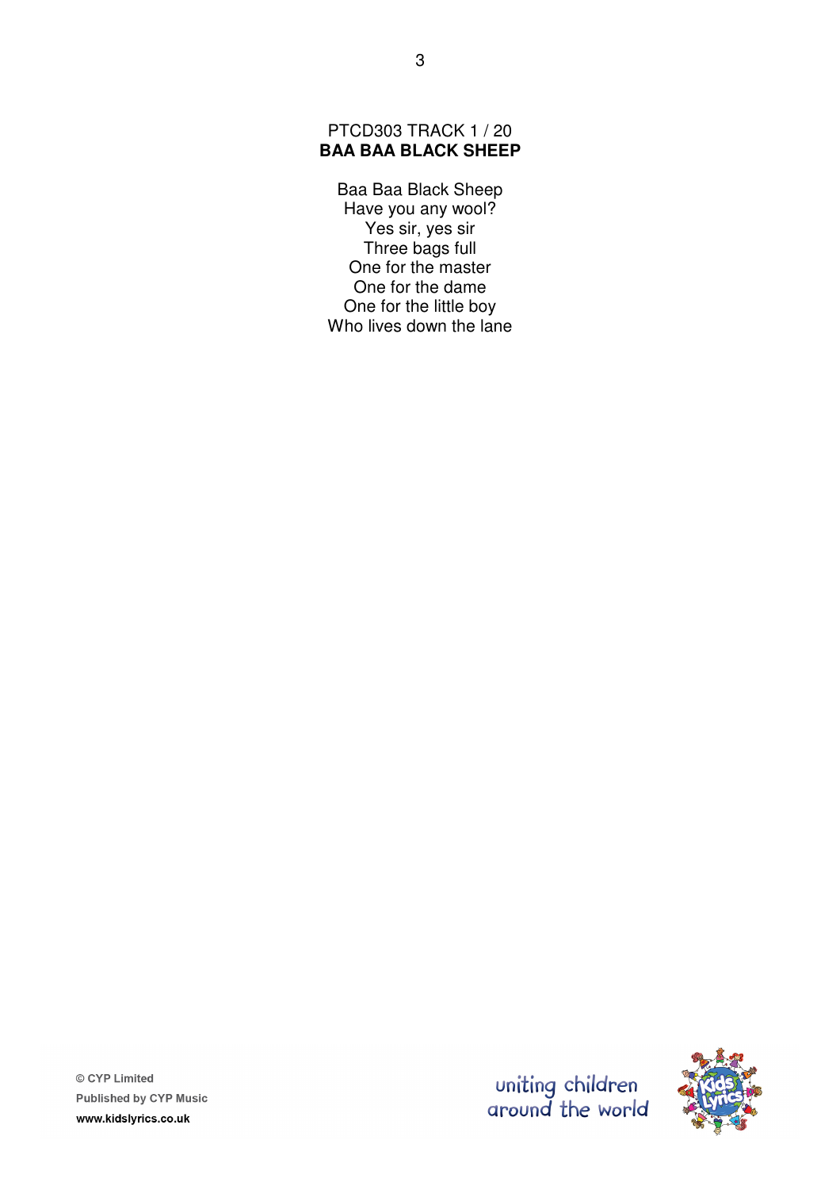PTCD303 TRACK 1 / 20

**BAA BAA BLACK SHEEP**

Baa Baa Black Sheep
Have you any wool?
Yes sir, yes sir
Three bags full
One for the master
One for the dame
One for the little boy
Who lives down the lane

© CYP Limited
Published by CYP Music
www.kidslyrics.co.uk

uniting children around the world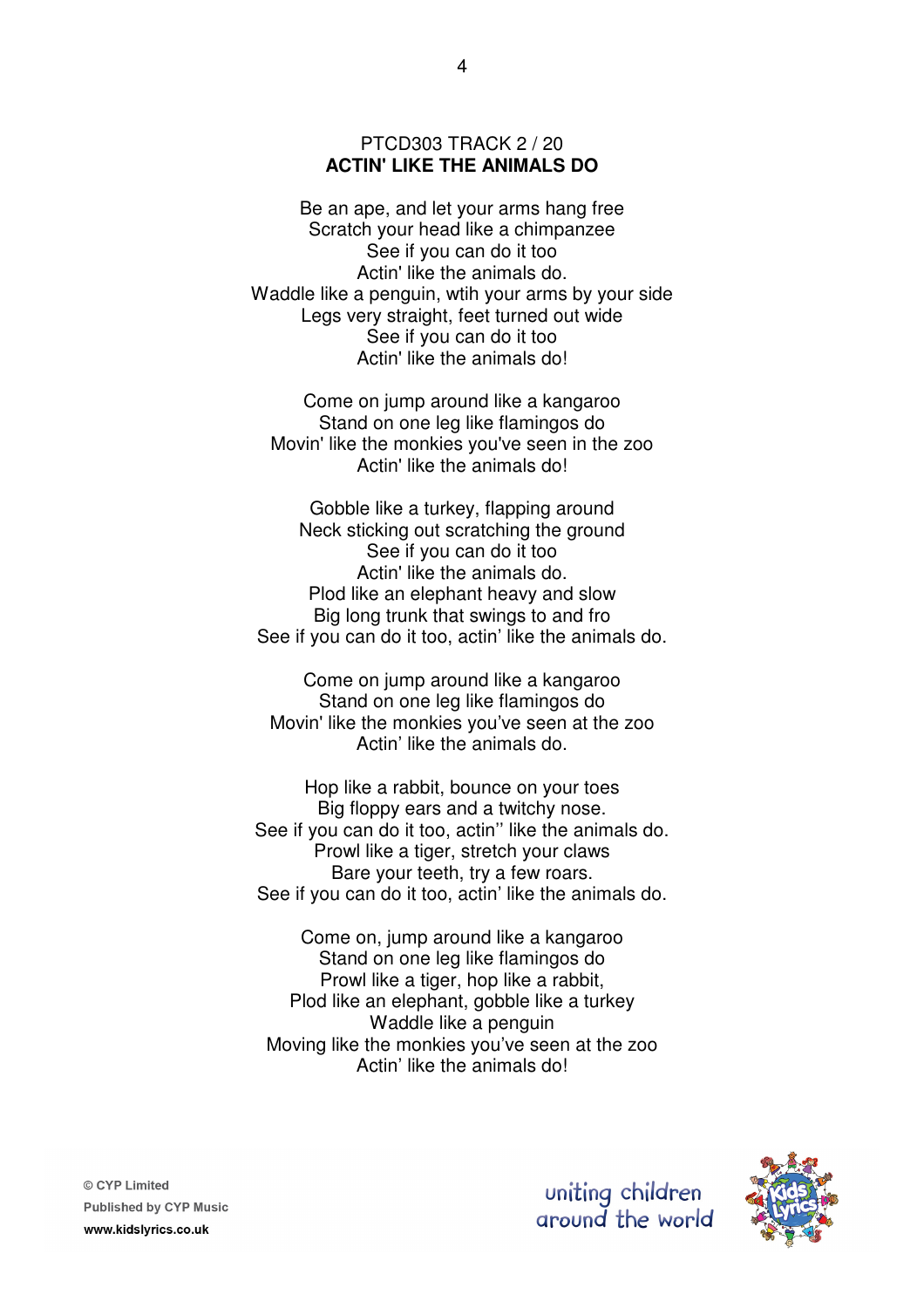PTCD303 TRACK 2 / 20

**ACTIN' LIKE THE ANIMALS DO**

Be an ape, and let your arms hang free
Scratch your head like a chimpanzee
See if you can do it too
Actin' like the animals do.
Waddle like a penguin, wtih your arms by your side
Legs very straight, feet turned out wide
See if you can do it too
Actin' like the animals do!

Come on jump around like a kangaroo
Stand on one leg like flamingos do
Movin' like the monkies you've seen in the zoo
Actin' like the animals do!

Gobble like a turkey, flapping around
Neck sticking out scratching the ground
See if you can do it too
Actin' like the animals do.
Plod like an elephant heavy and slow
Big long trunk that swings to and fro
See if you can do it too, actin' like the animals do.

Come on jump around like a kangaroo
Stand on one leg like flamingos do
Movin' like the monkies you've seen at the zoo
Actin' like the animals do.

Hop like a rabbit, bounce on your toes
Big floppy ears and a twitchy nose.
See if you can do it too, actin'' like the animals do.
Prowl like a tiger, stretch your claws
Bare your teeth, try a few roars.
See if you can do it too, actin' like the animals do.

Come on, jump around like a kangaroo
Stand on one leg like flamingos do
Prowl like a tiger, hop like a rabbit,
Plod like an elephant, gobble like a turkey
Waddle like a penguin
Moving like the monkies you've seen at the zoo
Actin' like the animals do!

© CYP Limited
Published by CYP Music
www.kidslyrics.co.uk

uniting children around the world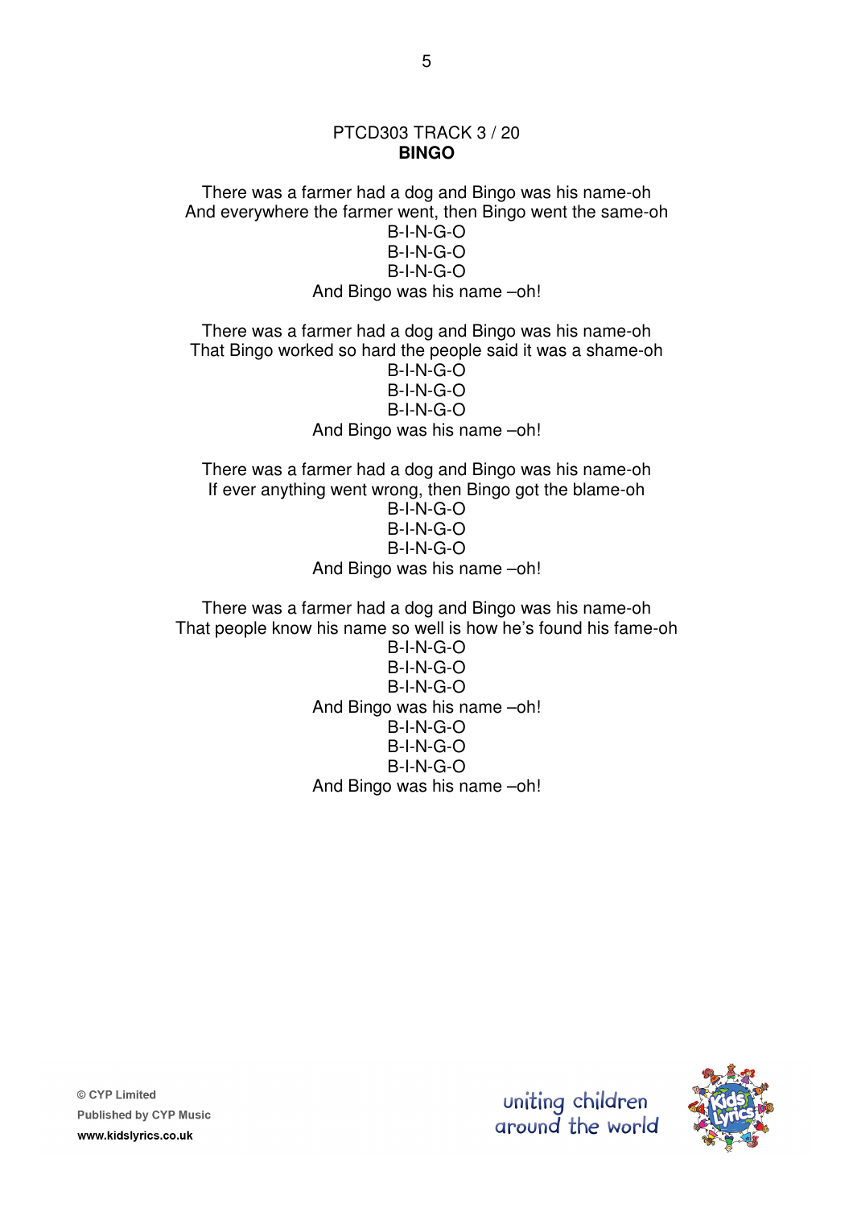PTCD303 TRACK 3 / 20

**BINGO**

There was a farmer had a dog and Bingo was his name-oh
And everywhere the farmer went, then Bingo went the same-oh
B-I-N-G-O
B-I-N-G-O
B-I-N-G-O
And Bingo was his name –oh!

There was a farmer had a dog and Bingo was his name-oh
That Bingo worked so hard the people said it was a shame-oh
B-I-N-G-O
B-I-N-G-O
B-I-N-G-O
And Bingo was his name –oh!

There was a farmer had a dog and Bingo was his name-oh
If ever anything went wrong, then Bingo got the blame-oh
B-I-N-G-O
B-I-N-G-O
B-I-N-G-O
And Bingo was his name –oh!

There was a farmer had a dog and Bingo was his name-oh
That people know his name so well is how he's found his fame-oh
B-I-N-G-O
B-I-N-G-O
B-I-N-G-O
And Bingo was his name –oh!
B-I-N-G-O
B-I-N-G-O
B-I-N-G-O
And Bingo was his name –oh!

© CYP Limited
Published by CYP Music
www.kidslyrics.co.uk

uniting children around the world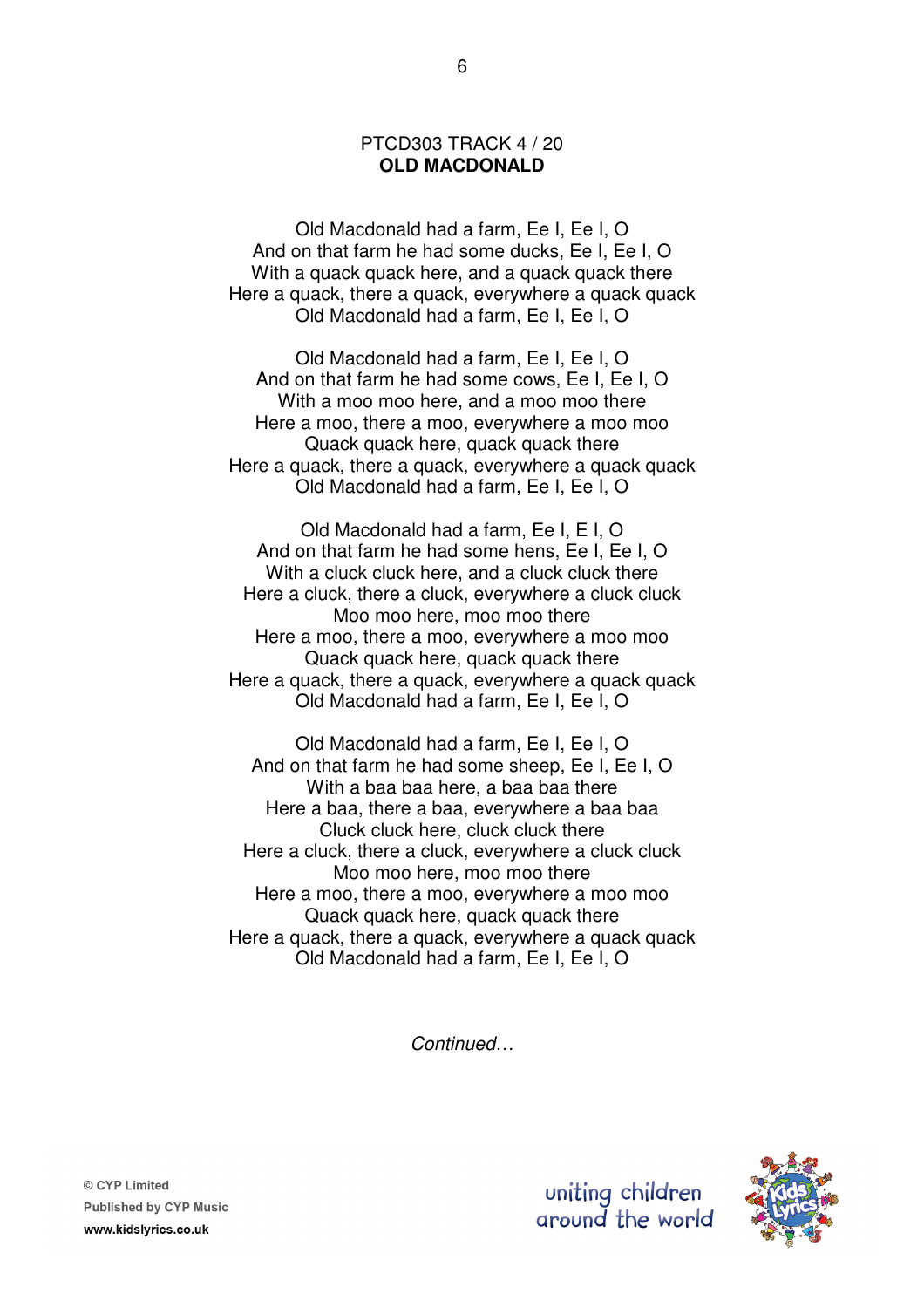PTCD303 TRACK 4 / 20

**OLD MACDONALD**

Old Macdonald had a farm, Ee I, Ee I, O
And on that farm he had some ducks, Ee I, Ee I, O
With a quack quack here, and a quack quack there
Here a quack, there a quack, everywhere a quack quack
Old Macdonald had a farm, Ee I, Ee I, O

Old Macdonald had a farm, Ee I, Ee I, O
And on that farm he had some cows, Ee I, Ee I, O
With a moo moo here, and a moo moo there
Here a moo, there a moo, everywhere a moo moo
Quack quack here, quack quack there
Here a quack, there a quack, everywhere a quack quack
Old Macdonald had a farm, Ee I, Ee I, O

Old Macdonald had a farm, Ee I, E I, O
And on that farm he had some hens, Ee I, Ee I, O
With a cluck cluck here, and a cluck cluck there
Here a cluck, there a cluck, everywhere a cluck cluck
Moo moo here, moo moo there
Here a moo, there a moo, everywhere a moo moo
Quack quack here, quack quack there
Here a quack, there a quack, everywhere a quack quack
Old Macdonald had a farm, Ee I, Ee I, O

Old Macdonald had a farm, Ee I, Ee I, O
And on that farm he had some sheep, Ee I, Ee I, O
With a baa baa here, a baa baa there
Here a baa, there a baa, everywhere a baa baa
Cluck cluck here, cluck cluck there
Here a cluck, there a cluck, everywhere a cluck cluck
Moo moo here, moo moo there
Here a moo, there a moo, everywhere a moo moo
Quack quack here, quack quack there
Here a quack, there a quack, everywhere a quack quack
Old Macdonald had a farm, Ee I, Ee I, O

*Continued…*

© CYP Limited
Published by CYP Music
www.kidslyrics.co.uk

uniting children around the world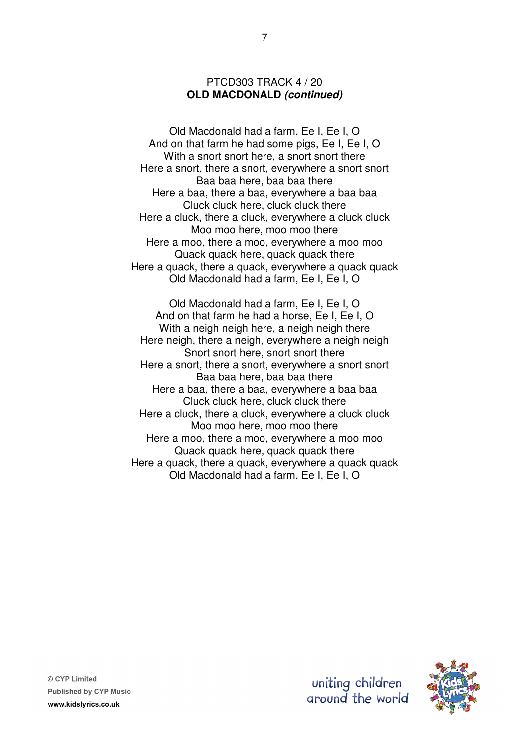PTCD303 TRACK 4 / 20

**OLD MACDONALD *(continued)***

Old Macdonald had a farm, Ee I, Ee I, O
And on that farm he had some pigs, Ee I, Ee I, O
With a snort snort here, a snort snort there
Here a snort, there a snort, everywhere a snort snort
Baa baa here, baa baa there
Here a baa, there a baa, everywhere a baa baa
Cluck cluck here, cluck cluck there
Here a cluck, there a cluck, everywhere a cluck cluck
Moo moo here, moo moo there
Here a moo, there a moo, everywhere a moo moo
Quack quack here, quack quack there
Here a quack, there a quack, everywhere a quack quack
Old Macdonald had a farm, Ee I, Ee I, O

Old Macdonald had a farm, Ee I, Ee I, O
And on that farm he had a horse, Ee I, Ee I, O
With a neigh neigh here, a neigh neigh there
Here neigh, there a neigh, everywhere a neigh neigh
Snort snort here, snort snort there
Here a snort, there a snort, everywhere a snort snort
Baa baa here, baa baa there
Here a baa, there a baa, everywhere a baa baa
Cluck cluck here, cluck cluck there
Here a cluck, there a cluck, everywhere a cluck cluck
Moo moo here, moo moo there
Here a moo, there a moo, everywhere a moo moo
Quack quack here, quack quack there
Here a quack, there a quack, everywhere a quack quack
Old Macdonald had a farm, Ee I, Ee I, O

© CYP Limited
Published by CYP Music
www.kidslyrics.co.uk

uniting children around the world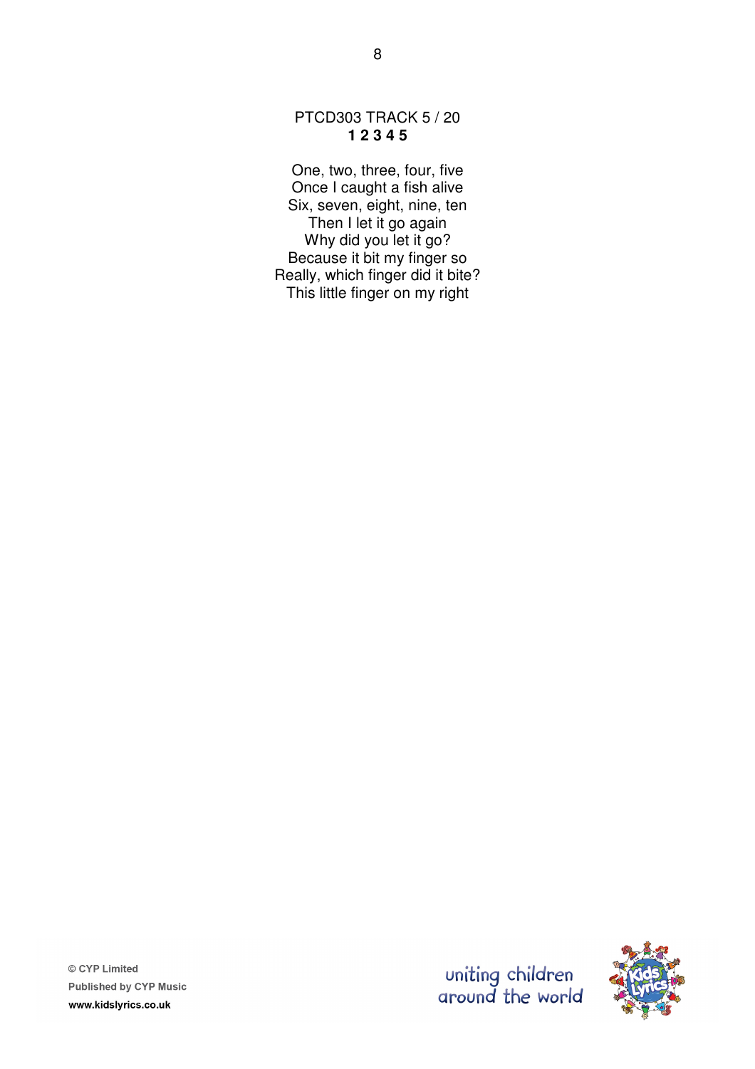PTCD303 TRACK 5 / 20

**1 2 3 4 5**

One, two, three, four, five
Once I caught a fish alive
Six, seven, eight, nine, ten
Then I let it go again
Why did you let it go?
Because it bit my finger so
Really, which finger did it bite?
This little finger on my right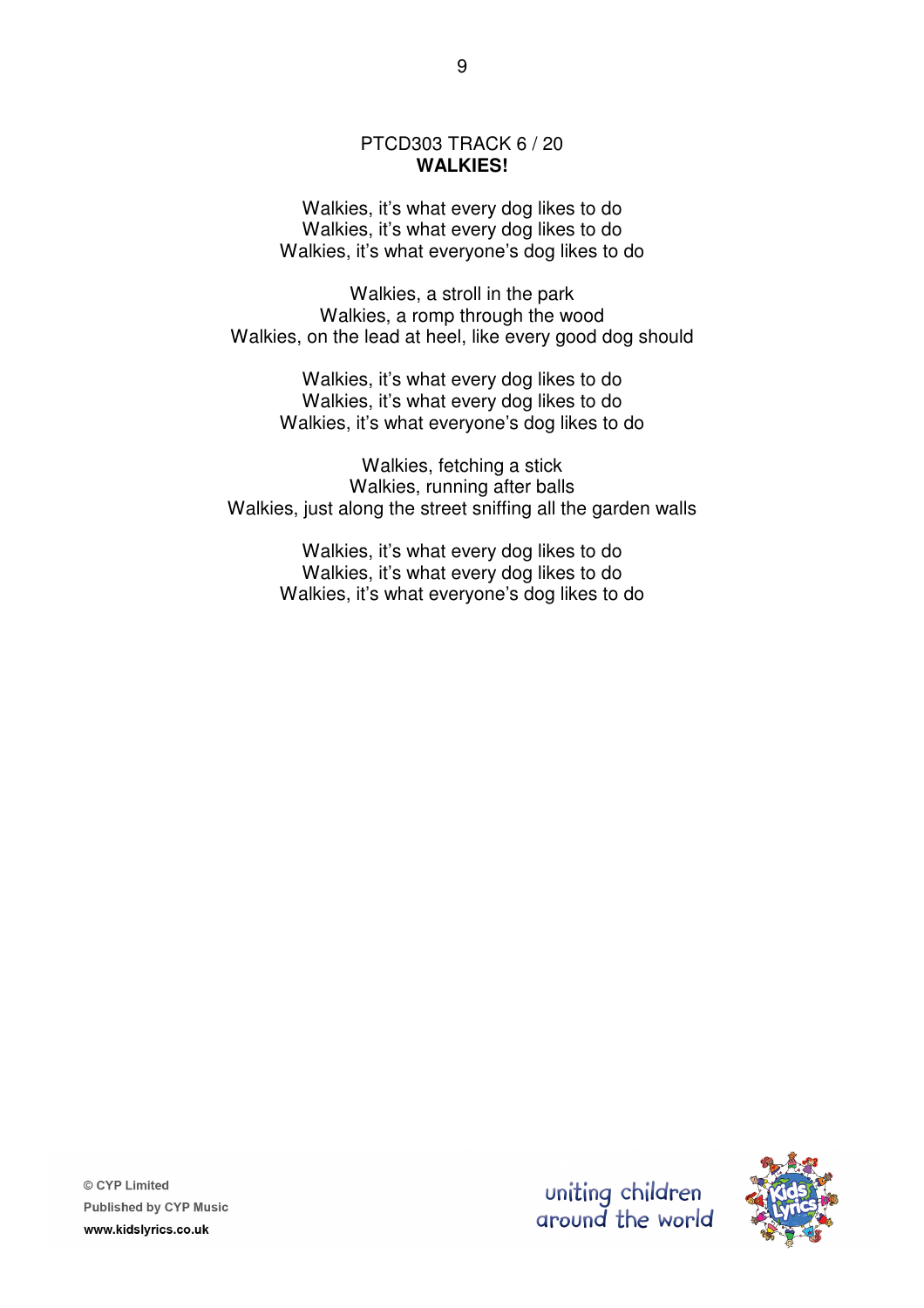PTCD303 TRACK 6 / 20

**WALKIES!**

Walkies, it's what every dog likes to do
Walkies, it's what every dog likes to do
Walkies, it's what everyone's dog likes to do

Walkies, a stroll in the park
Walkies, a romp through the wood
Walkies, on the lead at heel, like every good dog should

Walkies, it's what every dog likes to do
Walkies, it's what every dog likes to do
Walkies, it's what everyone's dog likes to do

Walkies, fetching a stick
Walkies, running after balls
Walkies, just along the street sniffing all the garden walls

Walkies, it's what every dog likes to do
Walkies, it's what every dog likes to do
Walkies, it's what everyone's dog likes to do

© CYP Limited
Published by CYP Music
www.kidslyrics.co.uk

uniting children around the world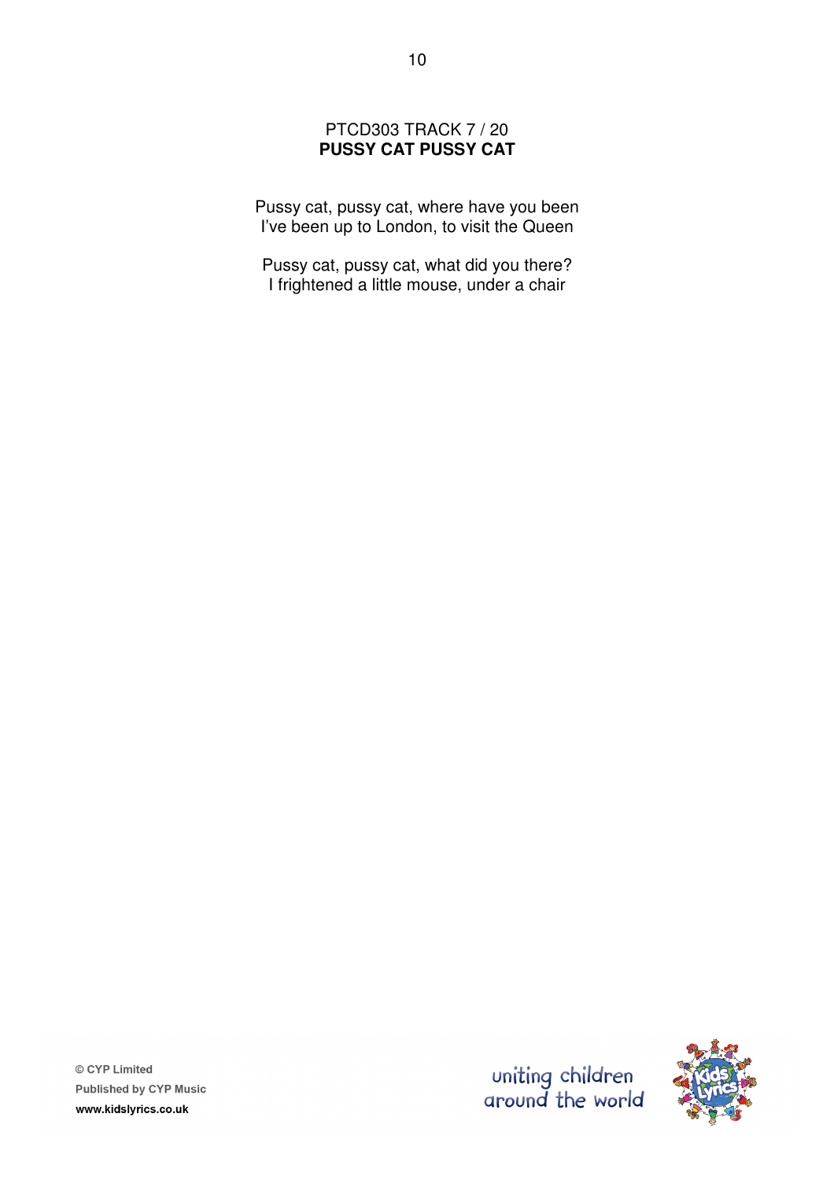PTCD303 TRACK 7 / 20

## PUSSY CAT PUSSY CAT

Pussy cat, pussy cat, where have you been
I've been up to London, to visit the Queen

Pussy cat, pussy cat, what did you there?
I frightened a little mouse, under a chair

© CYP Limited
Published by CYP Music
www.kidslyrics.co.uk

uniting children around the world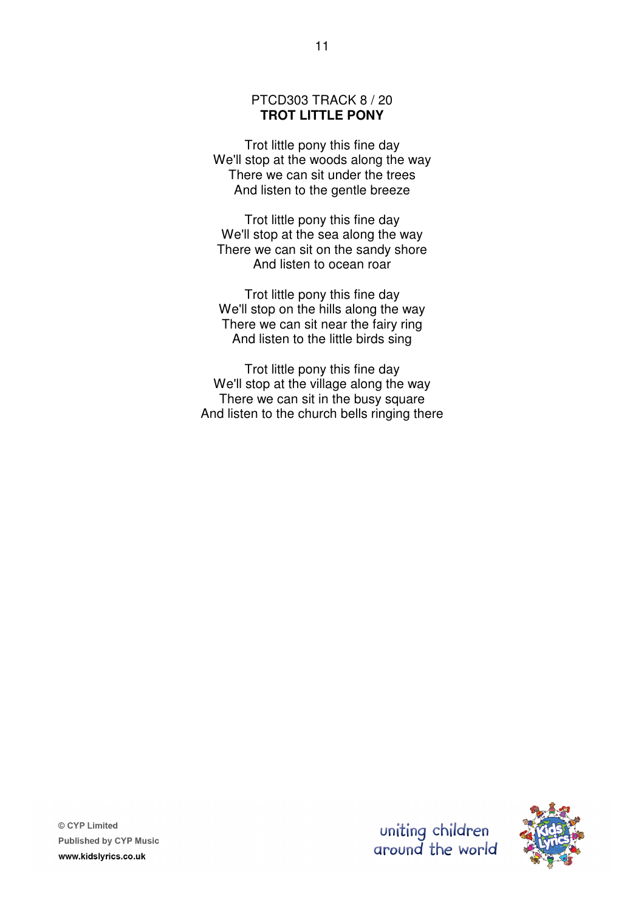PTCD303 TRACK 8 / 20

## TROT LITTLE PONY

Trot little pony this fine day
We'll stop at the woods along the way
There we can sit under the trees
And listen to the gentle breeze

Trot little pony this fine day
We'll stop at the sea along the way
There we can sit on the sandy shore
And listen to ocean roar

Trot little pony this fine day
We'll stop on the hills along the way
There we can sit near the fairy ring
And listen to the little birds sing

Trot little pony this fine day
We'll stop at the village along the way
There we can sit in the busy square
And listen to the church bells ringing there

© CYP Limited
Published by CYP Music
www.kidslyrics.co.uk

uniting children around the world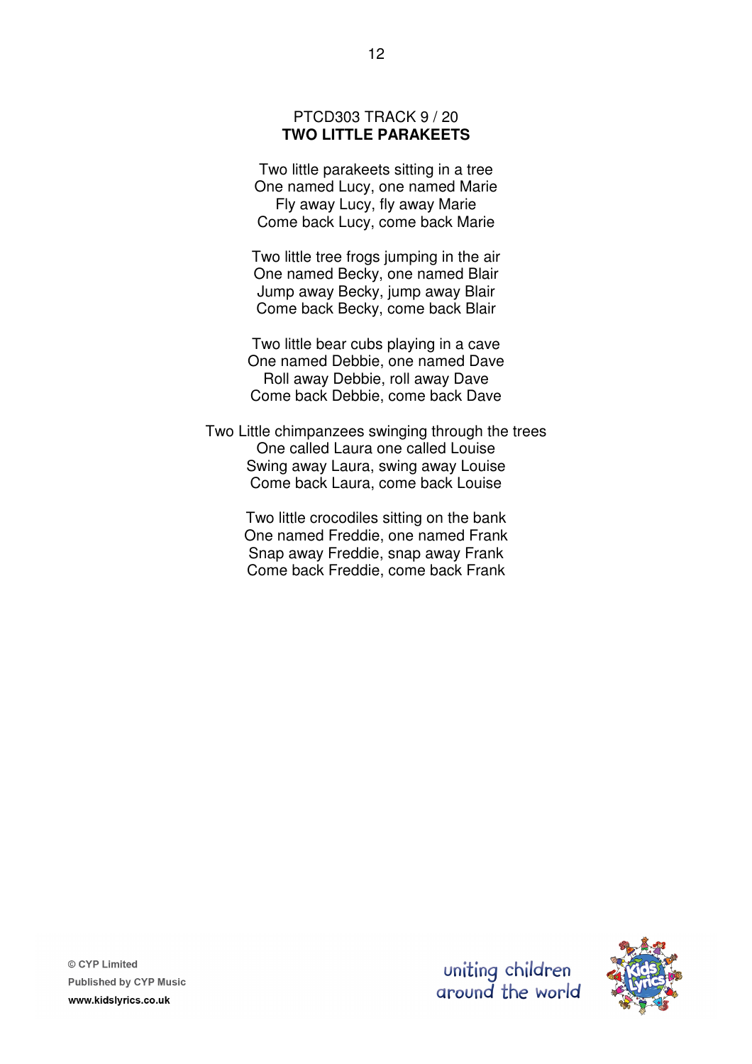PTCD303 TRACK 9 / 20

**TWO LITTLE PARAKEETS**

Two little parakeets sitting in a tree
One named Lucy, one named Marie
Fly away Lucy, fly away Marie
Come back Lucy, come back Marie

Two little tree frogs jumping in the air
One named Becky, one named Blair
Jump away Becky, jump away Blair
Come back Becky, come back Blair

Two little bear cubs playing in a cave
One named Debbie, one named Dave
Roll away Debbie, roll away Dave
Come back Debbie, come back Dave

Two Little chimpanzees swinging through the trees
One called Laura one called Louise
Swing away Laura, swing away Louise
Come back Laura, come back Louise

Two little crocodiles sitting on the bank
One named Freddie, one named Frank
Snap away Freddie, snap away Frank
Come back Freddie, come back Frank

© CYP Limited
Published by CYP Music
www.kidslyrics.co.uk

uniting children around the world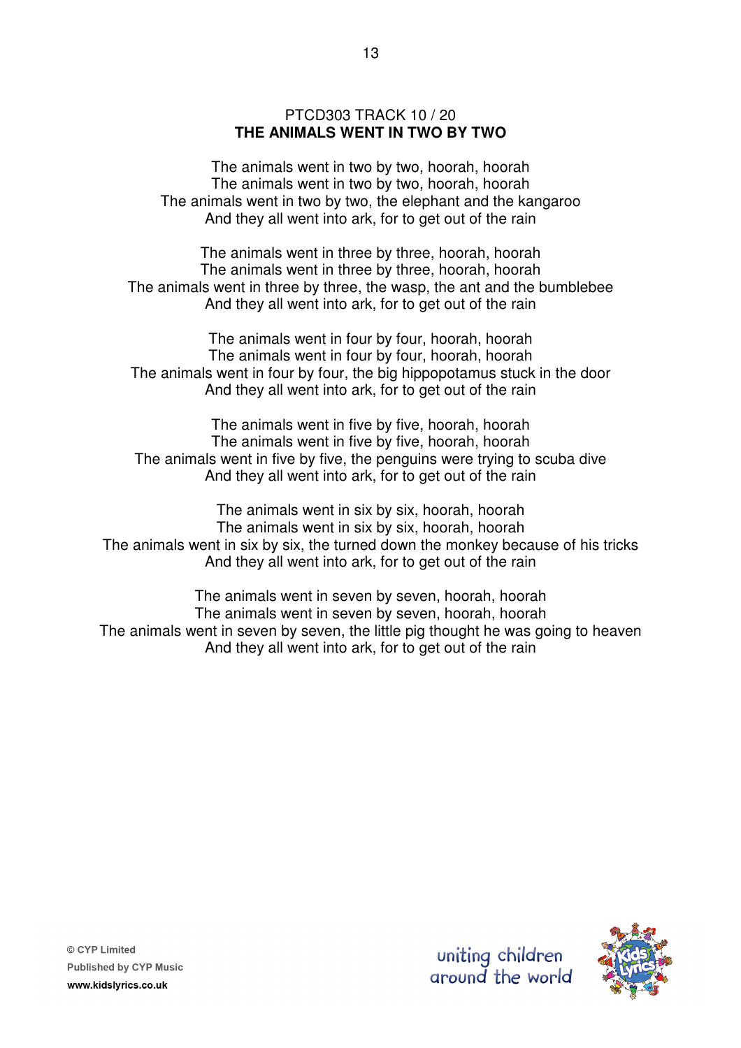PTCD303 TRACK 10 / 20

**THE ANIMALS WENT IN TWO BY TWO**

The animals went in two by two, hoorah, hoorah
The animals went in two by two, hoorah, hoorah
The animals went in two by two, the elephant and the kangaroo
And they all went into ark, for to get out of the rain

The animals went in three by three, hoorah, hoorah
The animals went in three by three, hoorah, hoorah
The animals went in three by three, the wasp, the ant and the bumblebee
And they all went into ark, for to get out of the rain

The animals went in four by four, hoorah, hoorah
The animals went in four by four, hoorah, hoorah
The animals went in four by four, the big hippopotamus stuck in the door
And they all went into ark, for to get out of the rain

The animals went in five by five, hoorah, hoorah
The animals went in five by five, hoorah, hoorah
The animals went in five by five, the penguins were trying to scuba dive
And they all went into ark, for to get out of the rain

The animals went in six by six, hoorah, hoorah
The animals went in six by six, hoorah, hoorah
The animals went in six by six, the turned down the monkey because of his tricks
And they all went into ark, for to get out of the rain

The animals went in seven by seven, hoorah, hoorah
The animals went in seven by seven, hoorah, hoorah
The animals went in seven by seven, the little pig thought he was going to heaven
And they all went into ark, for to get out of the rain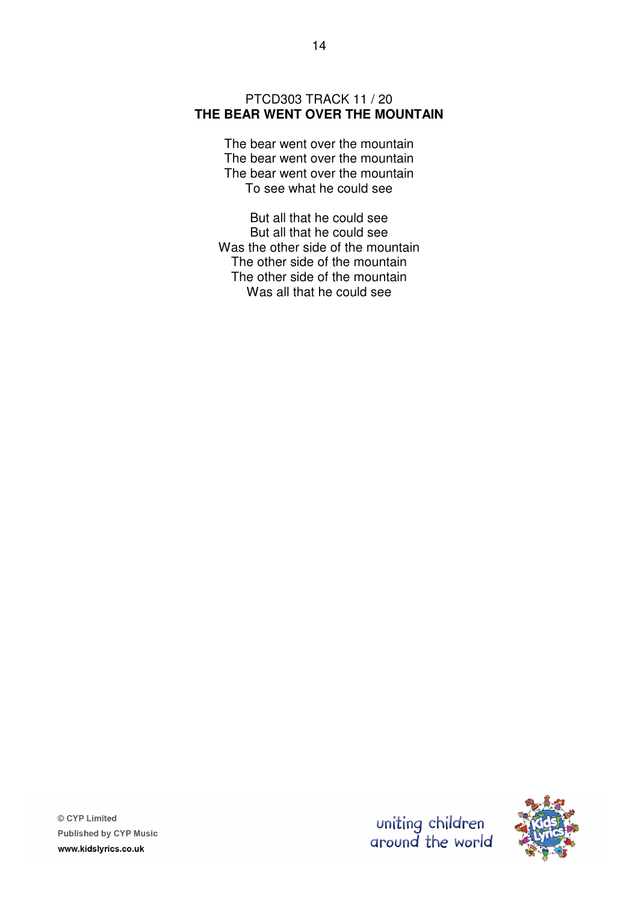PTCD303 TRACK 11 / 20

## THE BEAR WENT OVER THE MOUNTAIN

The bear went over the mountain
The bear went over the mountain
The bear went over the mountain
To see what he could see

But all that he could see
But all that he could see
Was the other side of the mountain
The other side of the mountain
The other side of the mountain
Was all that he could see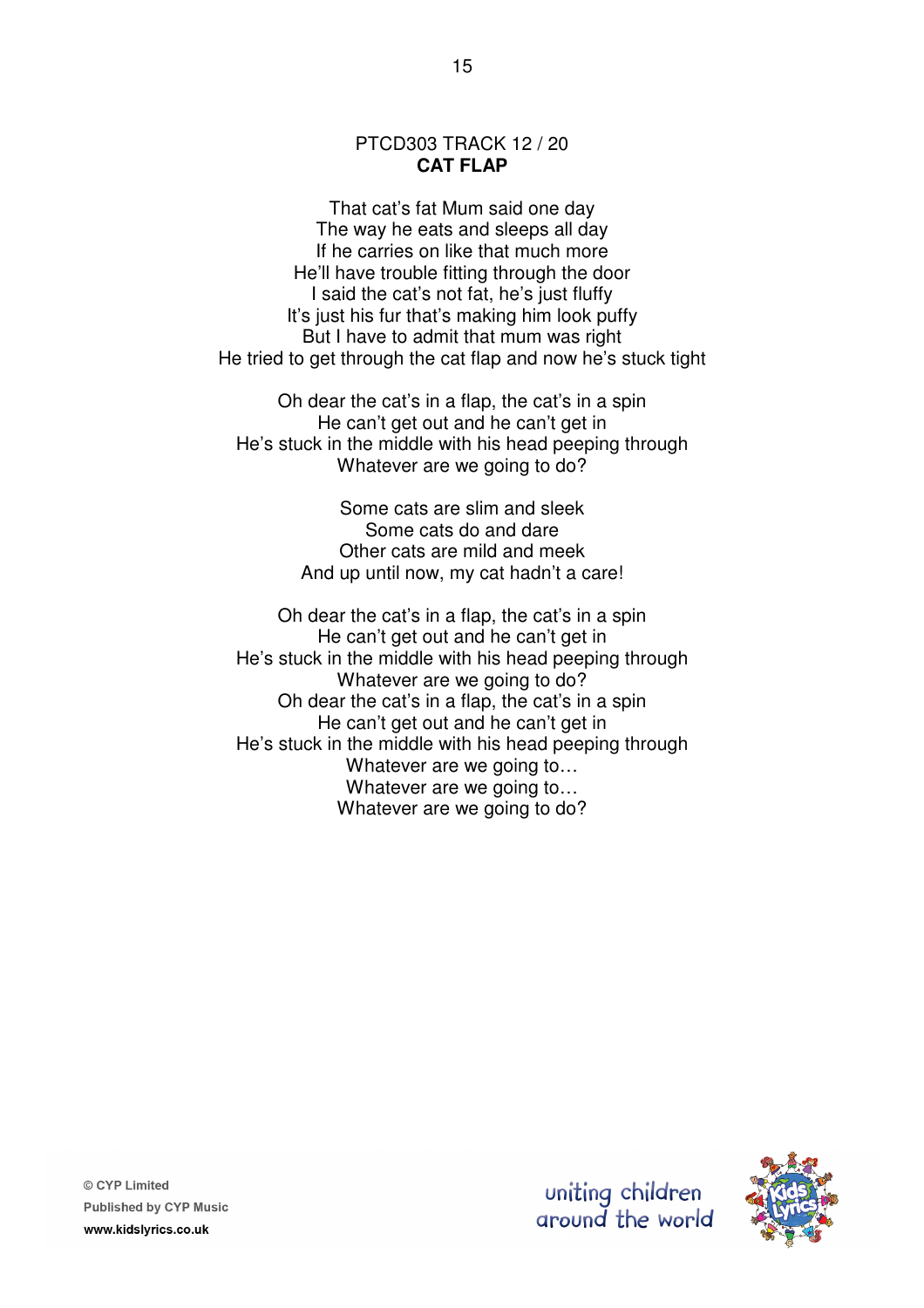PTCD303 TRACK 12 / 20

**CAT FLAP**

That cat's fat Mum said one day
The way he eats and sleeps all day
If he carries on like that much more
He'll have trouble fitting through the door
I said the cat's not fat, he's just fluffy
It's just his fur that's making him look puffy
But I have to admit that mum was right
He tried to get through the cat flap and now he's stuck tight

Oh dear the cat's in a flap, the cat's in a spin
He can't get out and he can't get in
He's stuck in the middle with his head peeping through
Whatever are we going to do?

Some cats are slim and sleek
Some cats do and dare
Other cats are mild and meek
And up until now, my cat hadn't a care!

Oh dear the cat's in a flap, the cat's in a spin
He can't get out and he can't get in
He's stuck in the middle with his head peeping through
Whatever are we going to do?
Oh dear the cat's in a flap, the cat's in a spin
He can't get out and he can't get in
He's stuck in the middle with his head peeping through
Whatever are we going to…
Whatever are we going to…
Whatever are we going to do?

© CYP Limited
Published by CYP Music
www.kidslyrics.co.uk

uniting children around the world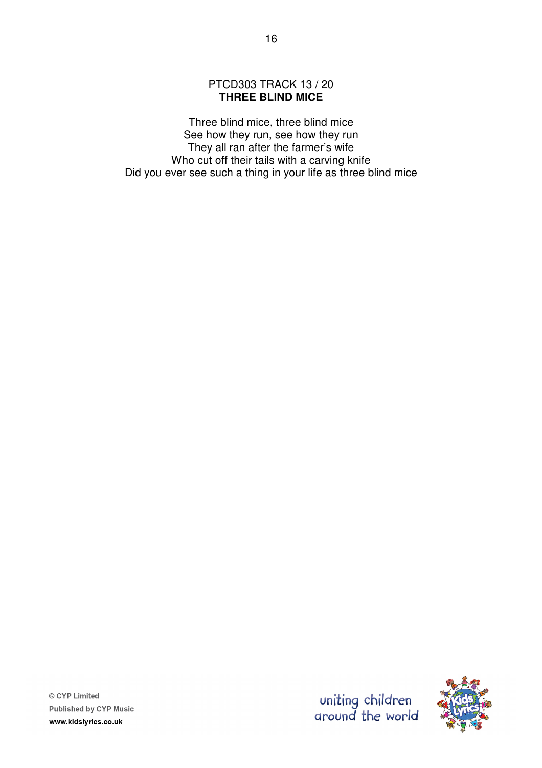PTCD303 TRACK 13 / 20

## THREE BLIND MICE

Three blind mice, three blind mice  
See how they run, see how they run  
They all ran after the farmer's wife  
Who cut off their tails with a carving knife  
Did you ever see such a thing in your life as three blind mice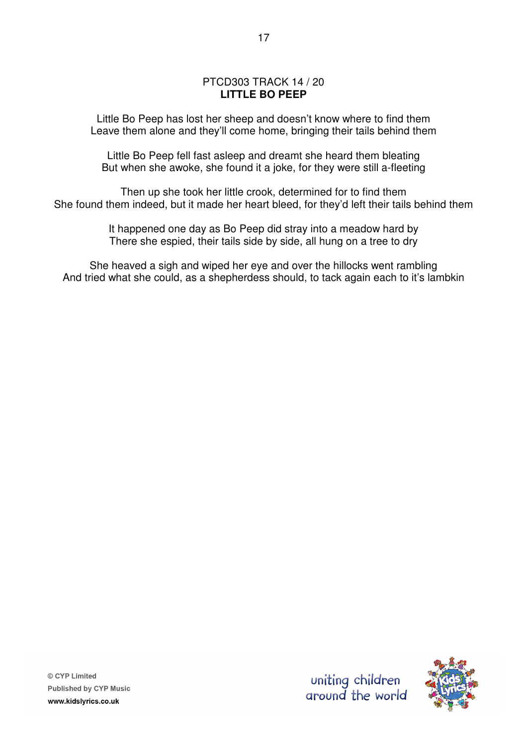PTCD303 TRACK 14 / 20

**LITTLE BO PEEP**

Little Bo Peep has lost her sheep and doesn't know where to find them
Leave them alone and they'll come home, bringing their tails behind them

Little Bo Peep fell fast asleep and dreamt she heard them bleating
But when she awoke, she found it a joke, for they were still a-fleeting

Then up she took her little crook, determined for to find them
She found them indeed, but it made her heart bleed, for they'd left their tails behind them

It happened one day as Bo Peep did stray into a meadow hard by
There she espied, their tails side by side, all hung on a tree to dry

She heaved a sigh and wiped her eye and over the hillocks went rambling
And tried what she could, as a shepherdess should, to tack again each to it's lambkin

© CYP Limited
Published by CYP Music
www.kidslyrics.co.uk

uniting children around the world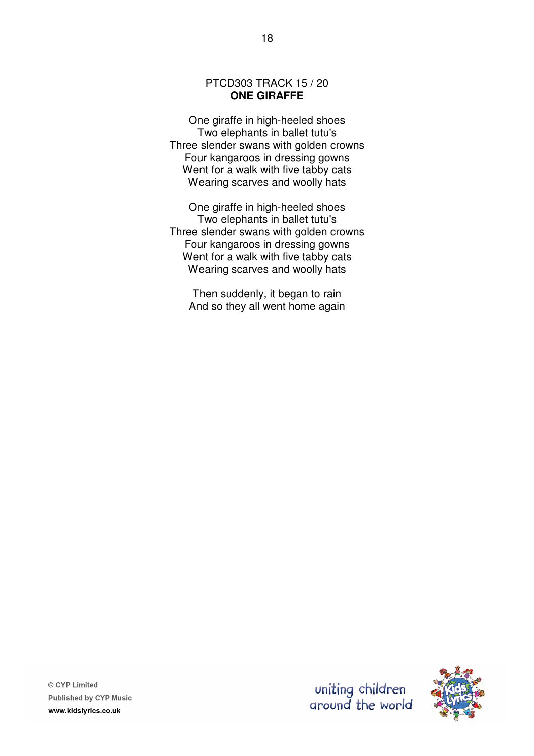PTCD303 TRACK 15 / 20

**ONE GIRAFFE**

One giraffe in high-heeled shoes
Two elephants in ballet tutu's
Three slender swans with golden crowns
Four kangaroos in dressing gowns
Went for a walk with five tabby cats
Wearing scarves and woolly hats

One giraffe in high-heeled shoes
Two elephants in ballet tutu's
Three slender swans with golden crowns
Four kangaroos in dressing gowns
Went for a walk with five tabby cats
Wearing scarves and woolly hats

Then suddenly, it began to rain
And so they all went home again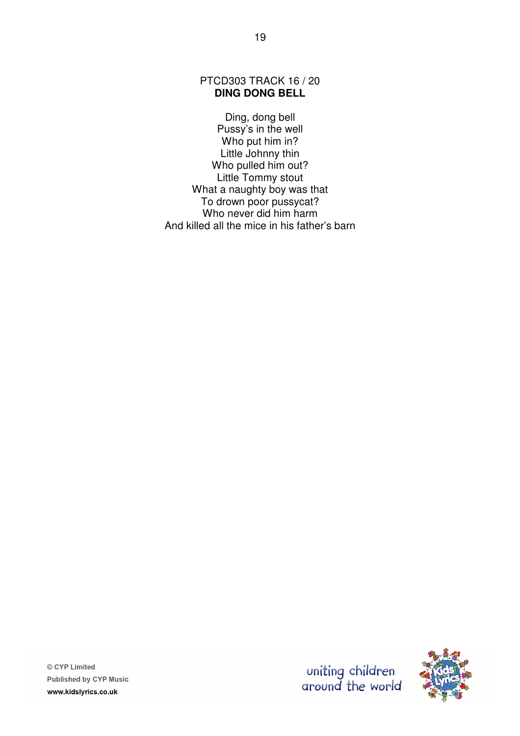PTCD303 TRACK 16 / 20

**DING DONG BELL**

Ding, dong bell
Pussy's in the well
Who put him in?
Little Johnny thin
Who pulled him out?
Little Tommy stout
What a naughty boy was that
To drown poor pussycat?
Who never did him harm
And killed all the mice in his father's barn

© CYP Limited
Published by CYP Music
www.kidslyrics.co.uk

uniting children around the world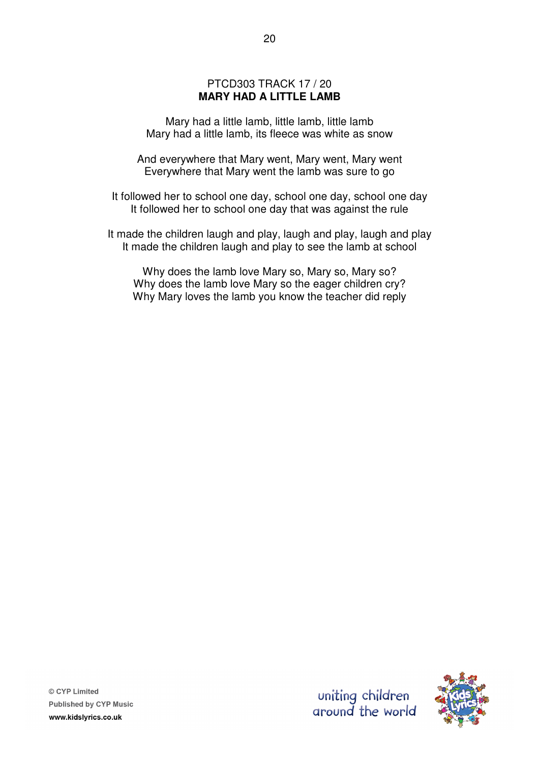PTCD303 TRACK 17 / 20

**MARY HAD A LITTLE LAMB**

Mary had a little lamb, little lamb, little lamb
Mary had a little lamb, its fleece was white as snow

And everywhere that Mary went, Mary went, Mary went
Everywhere that Mary went the lamb was sure to go

It followed her to school one day, school one day, school one day
It followed her to school one day that was against the rule

It made the children laugh and play, laugh and play, laugh and play
It made the children laugh and play to see the lamb at school

Why does the lamb love Mary so, Mary so, Mary so?
Why does the lamb love Mary so the eager children cry?
Why Mary loves the lamb you know the teacher did reply

© CYP Limited
Published by CYP Music
www.kidslyrics.co.uk

uniting children around the world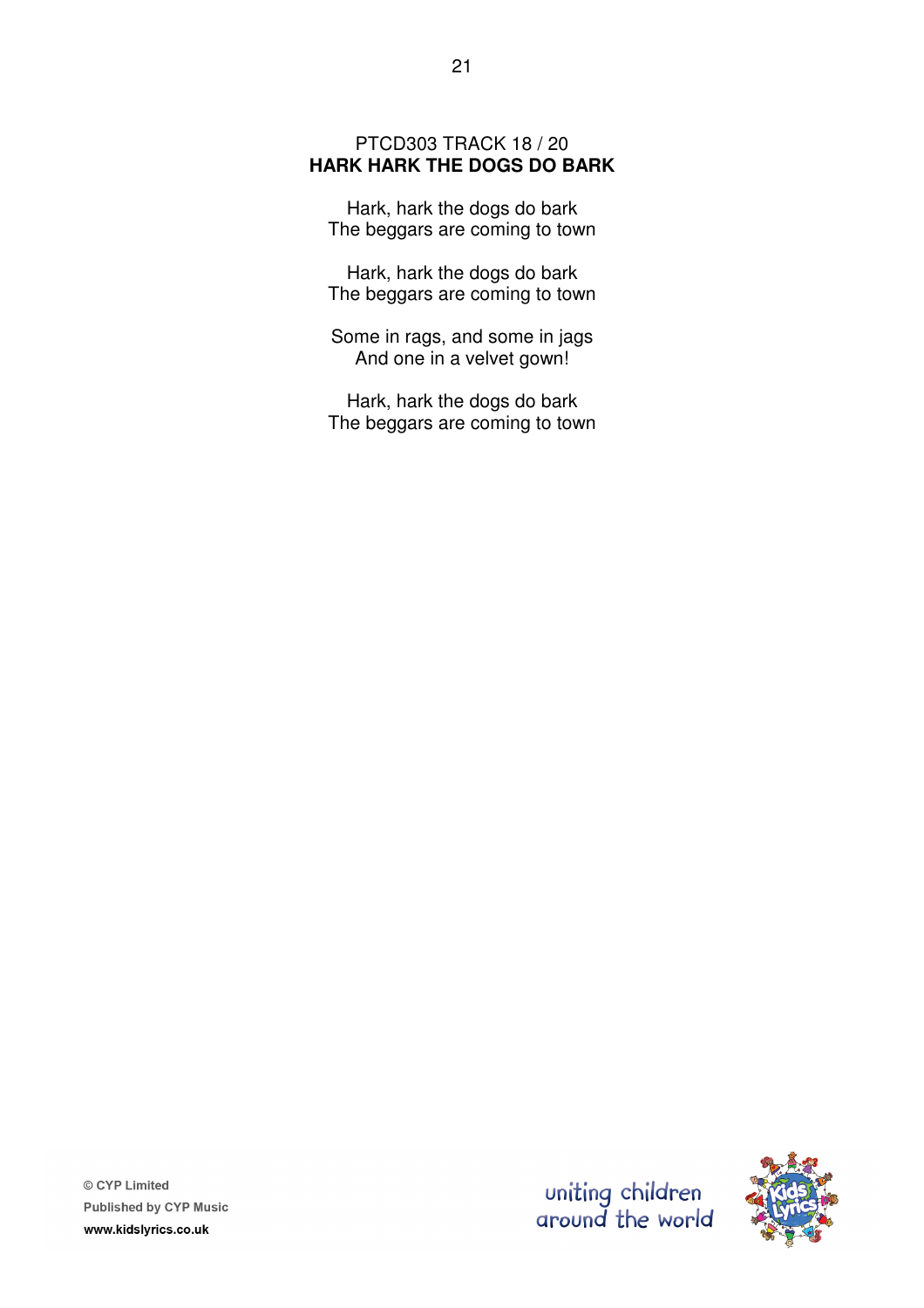PTCD303 TRACK 18 / 20

**HARK HARK THE DOGS DO BARK**

Hark, hark the dogs do bark  
The beggars are coming to town

Hark, hark the dogs do bark  
The beggars are coming to town

Some in rags, and some in jags  
And one in a velvet gown!

Hark, hark the dogs do bark  
The beggars are coming to town

© CYP Limited  
Published by CYP Music  
**www.kidslyrics.co.uk**

uniting children around the world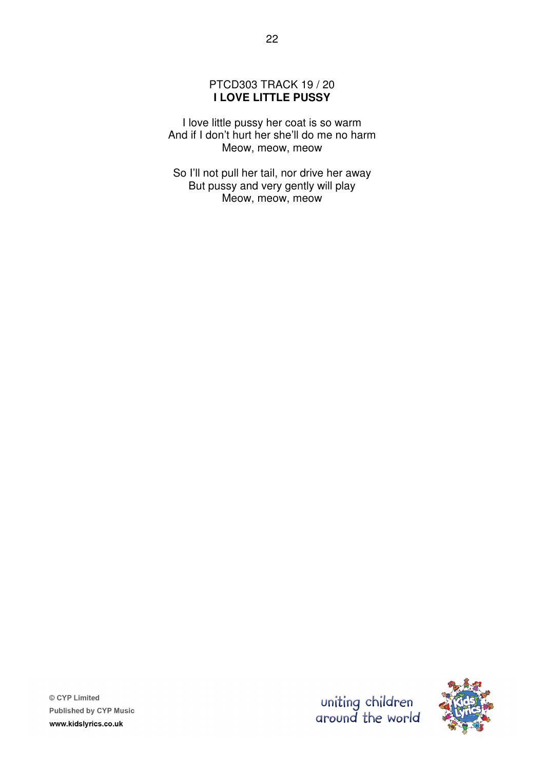PTCD303 TRACK 19 / 20

**I LOVE LITTLE PUSSY**

I love little pussy her coat is so warm  
And if I don't hurt her she'll do me no harm  
Meow, meow, meow

So I'll not pull her tail, nor drive her away  
But pussy and very gently will play  
Meow, meow, meow

© CYP Limited  
Published by CYP Music  
www.kidslyrics.co.uk

uniting children around the world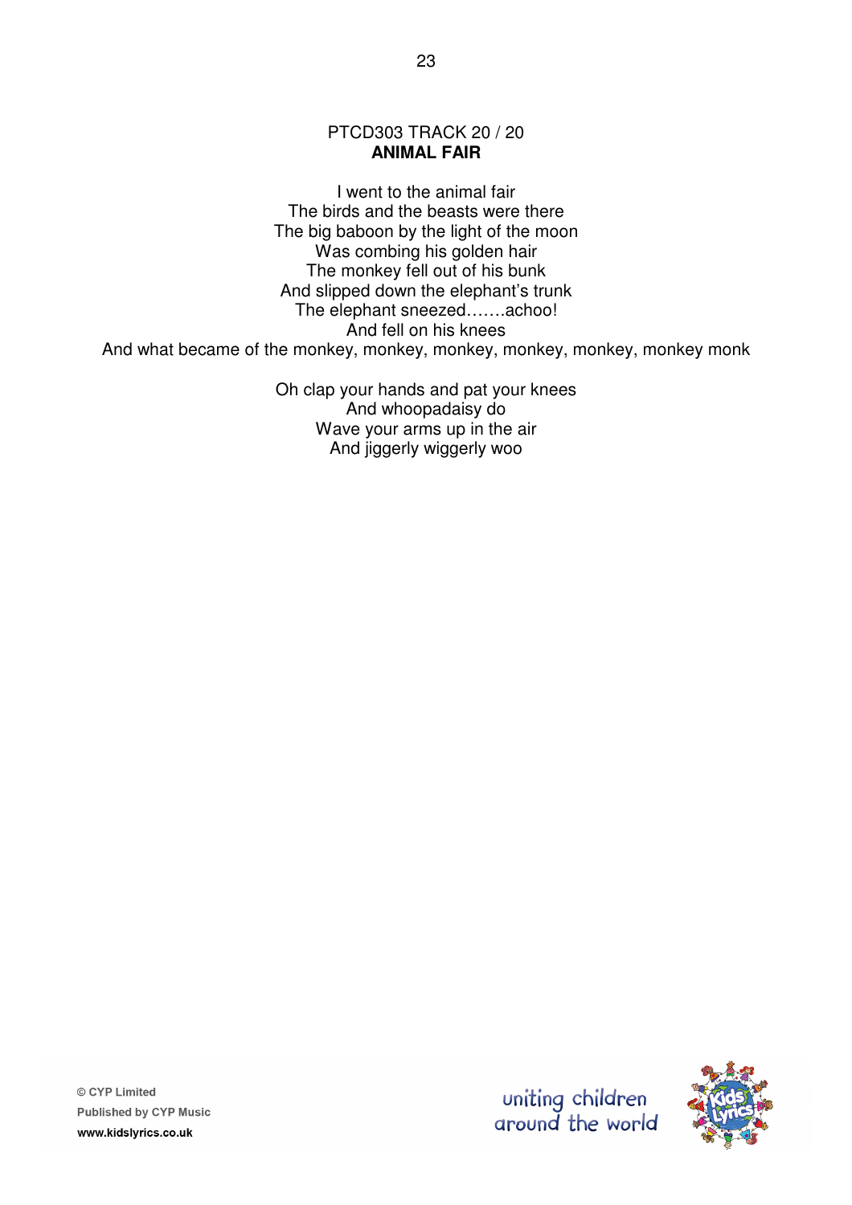PTCD303 TRACK 20 / 20

**ANIMAL FAIR**

I went to the animal fair
The birds and the beasts were there
The big baboon by the light of the moon
Was combing his golden hair
The monkey fell out of his bunk
And slipped down the elephant's trunk
The elephant sneezed…….achoo!
And fell on his knees
And what became of the monkey, monkey, monkey, monkey, monkey, monkey monk

Oh clap your hands and pat your knees
And whoopadaisy do
Wave your arms up in the air
And jiggerly wiggerly woo

© CYP Limited
Published by CYP Music
www.kidslyrics.co.uk

uniting children around the world